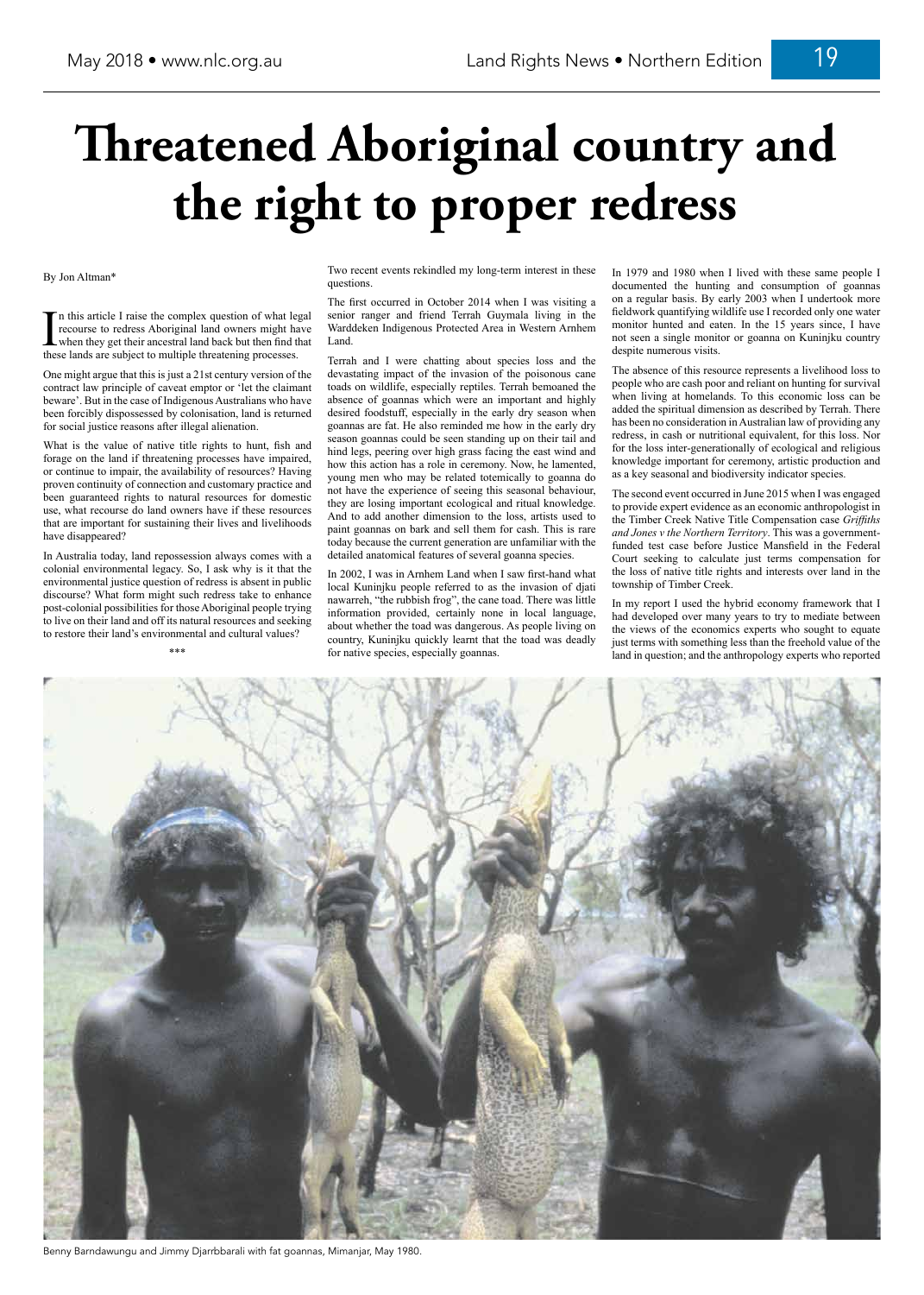# Threatened Aboriginal country and the right to proper redress

By Jon Altman*

In this article I raise the complex question of what legal recourse to redress Aboriginal land owners might have when they get their ancestral land back but then find that these lands are subject to multiple threatening processes.

One might argue that this is just a 21st century version of the contract law principle of caveat emptor or 'let the claimant beware'. But in the case of Indigenous Australians who have been forcibly dispossessed by colonisation, land is returned for social justice reasons after illegal alienation.

What is the value of native title rights to hunt, fish and forage on the land if threatening processes have impaired, or continue to impair, the availability of resources? Having proven continuity of connection and customary practice and been guaranteed rights to natural resources for domestic use, what recourse do land owners have if these resources that are important for sustaining their lives and livelihoods have disappeared?

In Australia today, land repossession always comes with a colonial environmental legacy. So, I ask why is it that the environmental justice question of redress is absent in public discourse? What form might such redress take to enhance post-colonial possibilities for those Aboriginal people trying to live on their land and off its natural resources and seeking to restore their land's environmental and cultural values?

\*\*\*

Two recent events rekindled my long-term interest in these questions.

The first occurred in October 2014 when I was visiting a senior ranger and friend Terrah Guymala living in the Warddeken Indigenous Protected Area in Western Arnhem Land.

Terrah and I were chatting about species loss and the devastating impact of the invasion of the poisonous cane toads on wildlife, especially reptiles. Terrah bemoaned the absence of goannas which were an important and highly desired foodstuff, especially in the early dry season when goannas are fat. He also reminded me how in the early dry season goannas could be seen standing up on their tail and hind legs, peering over high grass facing the east wind and how this action has a role in ceremony. Now, he lamented, young men who may be related totemically to goanna do not have the experience of seeing this seasonal behaviour, they are losing important ecological and ritual knowledge. And to add another dimension to the loss, artists used to paint goannas on bark and sell them for cash. This is rare today because the current generation are unfamiliar with the detailed anatomical features of several goanna species.

In 2002, I was in Arnhem Land when I saw first-hand what local Kuninjku people referred to as the invasion of djati nawarreh, "the rubbish frog", the cane toad. There was little information provided, certainly none in local language, about whether the toad was dangerous. As people living on country, Kuninjku quickly learnt that the toad was deadly for native species, especially goannas.

In 1979 and 1980 when I lived with these same people I documented the hunting and consumption of goannas on a regular basis. By early 2003 when I undertook more fieldwork quantifying wildlife use I recorded only one water monitor hunted and eaten. In the 15 years since, I have not seen a single monitor or goanna on Kuninjku country despite numerous visits.

The absence of this resource represents a livelihood loss to people who are cash poor and reliant on hunting for survival when living at homelands. To this economic loss can be added the spiritual dimension as described by Terrah. There has been no consideration in Australian law of providing any redress, in cash or nutritional equivalent, for this loss. Nor for the loss inter-generationally of ecological and religious knowledge important for ceremony, artistic production and as a key seasonal and biodiversity indicator species.

The second event occurred in June 2015 when I was engaged to provide expert evidence as an economic anthropologist in the Timber Creek Native Title Compensation case *Griffiths and Jones v the Northern Territory*. This was a government-funded test case before Justice Mansfield in the Federal Court seeking to calculate just terms compensation for the loss of native title rights and interests over land in the township of Timber Creek.

In my report I used the hybrid economy framework that I had developed over many years to try to mediate between the views of the economics experts who sought to equate just terms with something less than the freehold value of the land in question; and the anthropology experts who reported

Benny Barndawungu and Jimmy Djarrbbarali with fat goannas, Mimanjar, May 1980.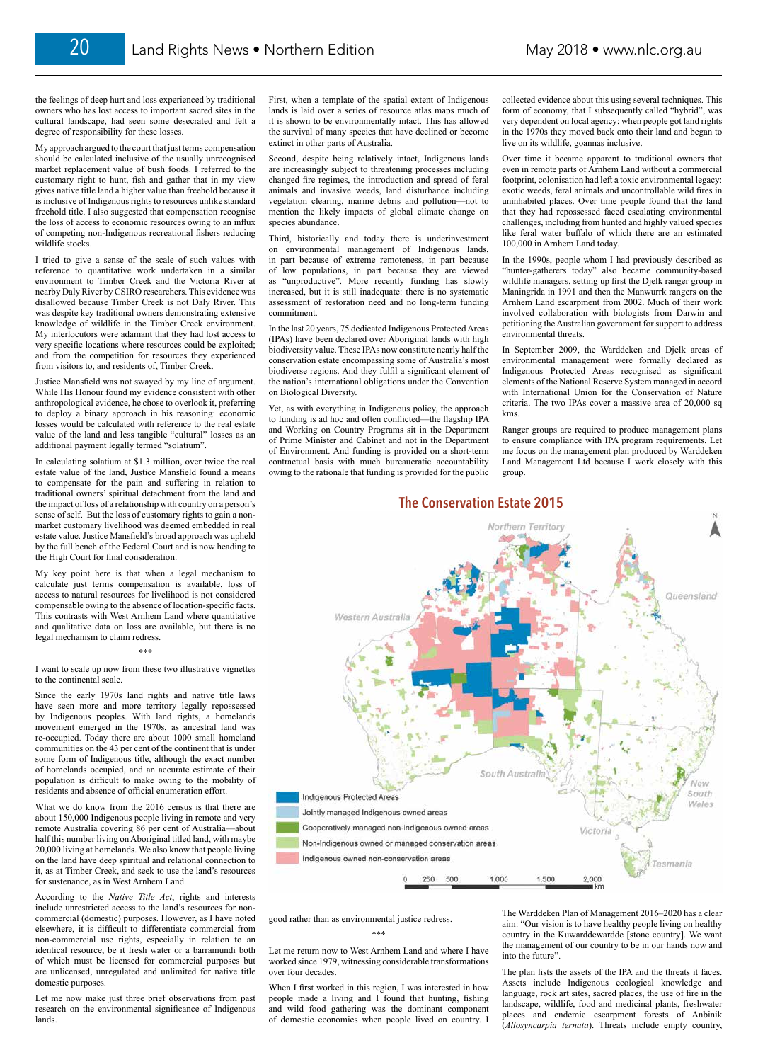the feelings of deep hurt and loss experienced by traditional owners who has lost access to important sacred sites in the cultural landscape, had seen some desecrated and felt a degree of responsibility for these losses.

My approach argued to the court that just terms compensation should be calculated inclusive of the usually unrecognised market replacement value of bush foods. I referred to the customary right to hunt, fish and gather that in my view gives native title land a higher value than freehold because it is inclusive of Indigenous rights to resources unlike standard freehold title. I also suggested that compensation recognise the loss of access to economic resources owing to an influx of competing non-Indigenous recreational fishers reducing wildlife stocks.

I tried to give a sense of the scale of such values with reference to quantitative work undertaken in a similar environment to Timber Creek and the Victoria River at nearby Daly River by CSIRO researchers. This evidence was disallowed because Timber Creek is not Daly River. This was despite key traditional owners demonstrating extensive knowledge of wildlife in the Timber Creek environment. My interlocutors were adamant that they had lost access to very specific locations where resources could be exploited; and from the competition for resources they experienced from visitors to, and residents of, Timber Creek.

Justice Mansfield was not swayed by my line of argument. While His Honour found my evidence consistent with other anthropological evidence, he chose to overlook it, preferring to deploy a binary approach in his reasoning: economic losses would be calculated with reference to the real estate value of the land and less tangible "cultural" losses as an additional payment legally termed "solatium".

In calculating solatium at $1.3 million, over twice the real estate value of the land, Justice Mansfield found a means to compensate for the pain and suffering in relation to traditional owners' spiritual detachment from the land and the impact of loss of a relationship with country on a person's sense of self. But the loss of customary rights to gain a non-market customary livelihood was deemed embedded in real estate value. Justice Mansfield's broad approach was upheld by the full bench of the Federal Court and is now heading to the High Court for final consideration.

My key point here is that when a legal mechanism to calculate just terms compensation is available, loss of access to natural resources for livelihood is not considered compensable owing to the absence of location-specific facts. This contrasts with West Arnhem Land where quantitative and qualitative data on loss are available, but there is no legal mechanism to claim redress.

\*\*\*

I want to scale up now from these two illustrative vignettes to the continental scale.

Since the early 1970s land rights and native title laws have seen more and more territory legally repossessed by Indigenous peoples. With land rights, a homelands movement emerged in the 1970s, as ancestral land was re-occupied. Today there are about 1000 small homeland communities on the 43 per cent of the continent that is under some form of Indigenous title, although the exact number of homelands occupied, and an accurate estimate of their population is difficult to make owing to the mobility of residents and absence of official enumeration effort.

What we do know from the 2016 census is that there are about 150,000 Indigenous people living in remote and very remote Australia covering 86 per cent of Australia—about half this number living on Aboriginal titled land, with maybe 20,000 living at homelands. We also know that people living on the land have deep spiritual and relational connection to it, as at Timber Creek, and seek to use the land's resources for sustenance, as in West Arnhem Land.

According to the *Native Title Act*, rights and interests include unrestricted access to the land's resources for non-commercial (domestic) purposes. However, as I have noted elsewhere, it is difficult to differentiate commercial from non-commercial use rights, especially in relation to an identical resource, be it fresh water or a barramundi both of which must be licensed for commercial purposes but are unlicensed, unregulated and unlimited for native title domestic purposes.

Let me now make just three brief observations from past research on the environmental significance of Indigenous lands.

First, when a template of the spatial extent of Indigenous lands is laid over a series of resource atlas maps much of it is shown to be environmentally intact. This has allowed the survival of many species that have declined or become extinct in other parts of Australia.

Second, despite being relatively intact, Indigenous lands are increasingly subject to threatening processes including changed fire regimes, the introduction and spread of feral animals and invasive weeds, land disturbance including vegetation clearing, marine debris and pollution—not to mention the likely impacts of global climate change on species abundance.

Third, historically and today there is underinvestment on environmental management of Indigenous lands, in part because of extreme remoteness, in part because of low populations, in part because they are viewed as "unproductive". More recently funding has slowly increased, but it is still inadequate: there is no systematic assessment of restoration need and no long-term funding commitment.

In the last 20 years, 75 dedicated Indigenous Protected Areas (IPAs) have been declared over Aboriginal lands with high biodiversity value. These IPAs now constitute nearly half the conservation estate encompassing some of Australia's most biodiverse regions. And they fulfil a significant element of the nation's international obligations under the Convention on Biological Diversity.

Yet, as with everything in Indigenous policy, the approach to funding is ad hoc and often conflicted—the flagship IPA and Working on Country Programs sit in the Department of Prime Minister and Cabinet and not in the Department of Environment. And funding is provided on a short-term contractual basis with much bureaucratic accountability owing to the rationale that funding is provided for the public good rather than as environmental justice redress.

\*\*\*

Let me return now to West Arnhem Land and where I have worked since 1979, witnessing considerable transformations over four decades.

When I first worked in this region, I was interested in how people made a living and I found that hunting, fishing and wild food gathering was the dominant component of domestic economies when people lived on country. I collected evidence about this using several techniques. This form of economy, that I subsequently called "hybrid", was very dependent on local agency: when people got land rights in the 1970s they moved back onto their land and began to live on its wildlife, goannas inclusive.

Over time it became apparent to traditional owners that even in remote parts of Arnhem Land without a commercial footprint, colonisation had left a toxic environmental legacy: exotic weeds, feral animals and uncontrollable wild fires in uninhabited places. Over time people found that the land that they had repossessed faced escalating environmental challenges, including from hunted and highly valued species like feral water buffalo of which there are an estimated 100,000 in Arnhem Land today.

In the 1990s, people whom I had previously described as "hunter-gatherers today" also became community-based wildlife managers, setting up first the Djelk ranger group in Maningrida in 1991 and then the Manwurrk rangers on the Arnhem Land escarpment from 2002. Much of their work involved collaboration with biologists from Darwin and petitioning the Australian government for support to address environmental threats.

In September 2009, the Warddeken and Djelk areas of environmental management were formally declared as Indigenous Protected Areas recognised as significant elements of the National Reserve System managed in accord with International Union for the Conservation of Nature criteria. The two IPAs cover a massive area of 20,000 sq kms.

Ranger groups are required to produce management plans to ensure compliance with IPA program requirements. Let me focus on the management plan produced by Warddeken Land Management Ltd because I work closely with this group.

## The Conservation Estate 2015

Legend: Indigenous Protected Areas; Jointly managed Indigenous owned areas; Cooperatively managed non-Indigenous owned areas; Non-Indigenous owned or managed conservation areas; Indigenous owned non-conservation areas

The Warddeken Plan of Management 2016–2020 has a clear aim: "Our vision is to have healthy people living on healthy country in the Kuwarddewardde [stone country]. We want the management of our country to be in our hands now and into the future".

The plan lists the assets of the IPA and the threats it faces. Assets include Indigenous ecological knowledge and language, rock art sites, sacred places, the use of fire in the landscape, wildlife, food and medicinal plants, freshwater places and endemic escarpment forests of Anbinik (*Allosyncarpia ternata*). Threats include empty country,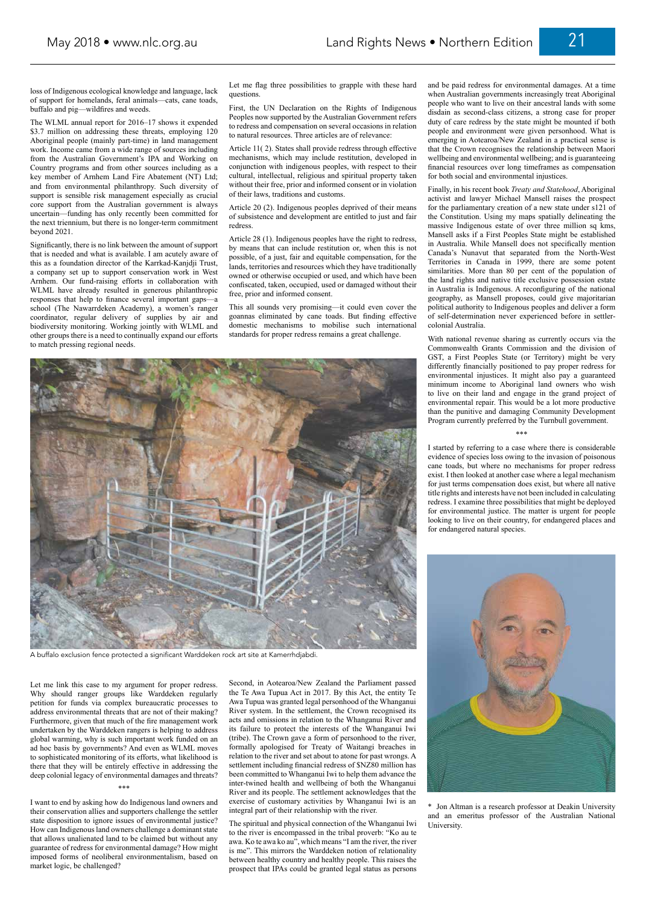loss of Indigenous ecological knowledge and language, lack of support for homelands, feral animals—cats, cane toads, buffalo and pig—wildfires and weeds.

The WLML annual report for 2016–17 shows it expended $3.7 million on addressing these threats, employing 120 Aboriginal people (mainly part-time) in land management work. Income came from a wide range of sources including from the Australian Government's IPA and Working on Country programs and from other sources including as a key member of Arnhem Land Fire Abatement (NT) Ltd; and from environmental philanthropy. Such diversity of support is sensible risk management especially as crucial core support from the Australian government is always uncertain—funding has only recently been committed for the next triennium, but there is no longer-term commitment beyond 2021.

Significantly, there is no link between the amount of support that is needed and what is available. I am acutely aware of this as a foundation director of the Karrkad-Kanjdji Trust, a company set up to support conservation work in West Arnhem. Our fund-raising efforts in collaboration with WLML have already resulted in generous philanthropic responses that help to finance several important gaps—a school (The Nawarrdeken Academy), a women's ranger coordinator, regular delivery of supplies by air and biodiversity monitoring. Working jointly with WLML and other groups there is a need to continually expand our efforts to match pressing regional needs.

A buffalo exclusion fence protected a significant Warddeken rock art site at Kamerrhdjabdi.

Let me link this case to my argument for proper redress. Why should ranger groups like Warddeken regularly petition for funds via complex bureaucratic processes to address environmental threats that are not of their making? Furthermore, given that much of the fire management work undertaken by the Warddeken rangers is helping to address global warming, why is such important work funded on an ad hoc basis by governments? And even as WLML moves to sophisticated monitoring of its efforts, what likelihood is there that they will be entirely effective in addressing the deep colonial legacy of environmental damages and threats?

\*\*\*

I want to end by asking how do Indigenous land owners and their conservation allies and supporters challenge the settler state disposition to ignore issues of environmental justice? How can Indigenous land owners challenge a dominant state that allows unalienated land to be claimed but without any guarantee of redress for environmental damage? How might imposed forms of neoliberal environmentalism, based on market logic, be challenged?

Let me flag three possibilities to grapple with these hard questions.

First, the UN Declaration on the Rights of Indigenous Peoples now supported by the Australian Government refers to redress and compensation on several occasions in relation to natural resources. Three articles are of relevance:

Article 11( 2). States shall provide redress through effective mechanisms, which may include restitution, developed in conjunction with indigenous peoples, with respect to their cultural, intellectual, religious and spiritual property taken without their free, prior and informed consent or in violation of their laws, traditions and customs.

Article 20 (2). Indigenous peoples deprived of their means of subsistence and development are entitled to just and fair redress.

Article 28 (1). Indigenous peoples have the right to redress, by means that can include restitution or, when this is not possible, of a just, fair and equitable compensation, for the lands, territories and resources which they have traditionally owned or otherwise occupied or used, and which have been confiscated, taken, occupied, used or damaged without their free, prior and informed consent.

This all sounds very promising—it could even cover the goannas eliminated by cane toads. But finding effective domestic mechanisms to mobilise such international standards for proper redress remains a great challenge.

Second, in Aotearoa/New Zealand the Parliament passed the Te Awa Tupua Act in 2017. By this Act, the entity Te Awa Tupua was granted legal personhood of the Whanganui River system. In the settlement, the Crown recognised its acts and omissions in relation to the Whanganui River and its failure to protect the interests of the Whanganui Iwi (tribe). The Crown gave a form of personhood to the river, formally apologised for Treaty of Waitangi breaches in relation to the river and set about to atone for past wrongs. A settlement including financial redress of $NZ80 million has been committed to Whanganui Iwi to help them advance the inter-twined health and wellbeing of both the Whanganui River and its people. The settlement acknowledges that the exercise of customary activities by Whanganui Iwi is an integral part of their relationship with the river.

The spiritual and physical connection of the Whanganui Iwi to the river is encompassed in the tribal proverb: "Ko au te awa. Ko te awa ko au", which means "I am the river, the river is me". This mirrors the Warddeken notion of relationality between healthy country and healthy people. This raises the prospect that IPAs could be granted legal status as persons and be paid redress for environmental damages. At a time when Australian governments increasingly treat Aboriginal people who want to live on their ancestral lands with some disdain as second-class citizens, a strong case for proper duty of care redress by the state might be mounted if both people and environment were given personhood. What is emerging in Aotearoa/New Zealand in a practical sense is that the Crown recognises the relationship between Maori wellbeing and environmental wellbeing; and is guaranteeing financial resources over long timeframes as compensation for both social and environmental injustices.

Finally, in his recent book *Treaty and Statehood*, Aboriginal activist and lawyer Michael Mansell raises the prospect for the parliamentary creation of a new state under s121 of the Constitution. Using my maps spatially delineating the massive Indigenous estate of over three million sq kms, Mansell asks if a First Peoples State might be established in Australia. While Mansell does not specifically mention Canada's Nunavut that separated from the North-West Territories in Canada in 1999, there are some potent similarities. More than 80 per cent of the population of the land rights and native title exclusive possession estate in Australia is Indigenous. A reconfiguring of the national geography, as Mansell proposes, could give majoritarian political authority to Indigenous peoples and deliver a form of self-determination never experienced before in settler-colonial Australia.

With national revenue sharing as currently occurs via the Commonwealth Grants Commission and the division of GST, a First Peoples State (or Territory) might be very differently financially positioned to pay proper redress for environmental injustices. It might also pay a guaranteed minimum income to Aboriginal land owners who wish to live on their land and engage in the grand project of environmental repair. This would be a lot more productive than the punitive and damaging Community Development Program currently preferred by the Turnbull government.

\*\*\*

I started by referring to a case where there is considerable evidence of species loss owing to the invasion of poisonous cane toads, but where no mechanisms for proper redress exist. I then looked at another case where a legal mechanism for just terms compensation does exist, but where all native title rights and interests have not been included in calculating redress. I examine three possibilities that might be deployed for environmental justice. The matter is urgent for people looking to live on their country, for endangered places and for endangered natural species.

\* Jon Altman is a research professor at Deakin University and an emeritus professor of the Australian National University.